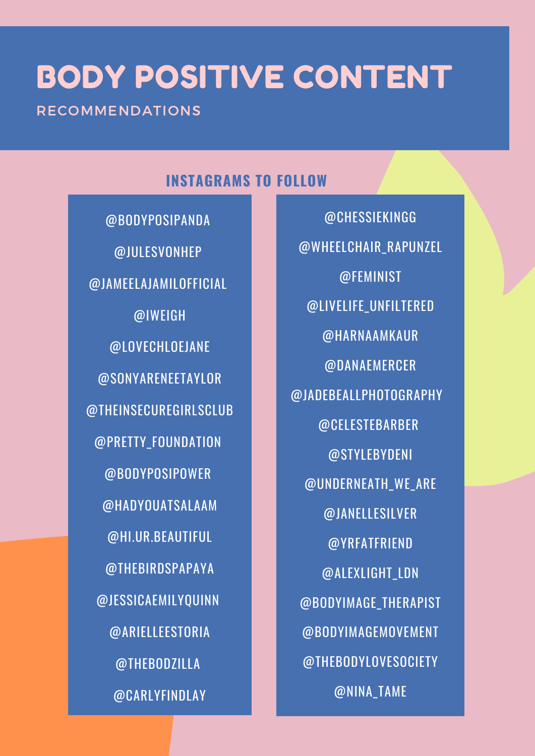# BODY POSITIVE CONTENT

RECOMMENDATIONS

## INSTAGRAMS TO FOLLOW

- @BODYPOSIPANDA
- @JULESVONHEP
- @JAMEELAJAMILOFFICIAL
- @IWEIGH
- @LOVECHLOEJANE
- @SONYARENEETAYLOR
- @THEINSECUREGIRLSCLUB
- @PRETTY_FOUNDATION
- @BODYPOSIPOWER
- @HADYOUATSALAAM
- @HI.UR.BEAUTIFUL
- @THEBIRDSPAPAYA
- @JESSICAEMILYQUINN
- @ARIELLEESTORIA
- @THEBODZILLA
- @CARLYFINDLAY
- @CHESSIEKINGG
- @WHEELCHAIR_RAPUNZEL
- @FEMINIST
- @LIVELIFE_UNFILTERED
- @HARNAAMKAUR
- @DANAEMERCER
- @JADEBEALLPHOTOGRAPHY
- @CELESTEBARBER
- @STYLEBYDENI
- @UNDERNEATH_WE_ARE
- @JANELLESILVER
- @YRFATFRIEND
- @ALEXLIGHT_LDN
- @BODYIMAGE_THERAPIST
- @BODYIMAGEMOVEMENT
- @THEBODYLOVESOCIETY
- @NINA_TAME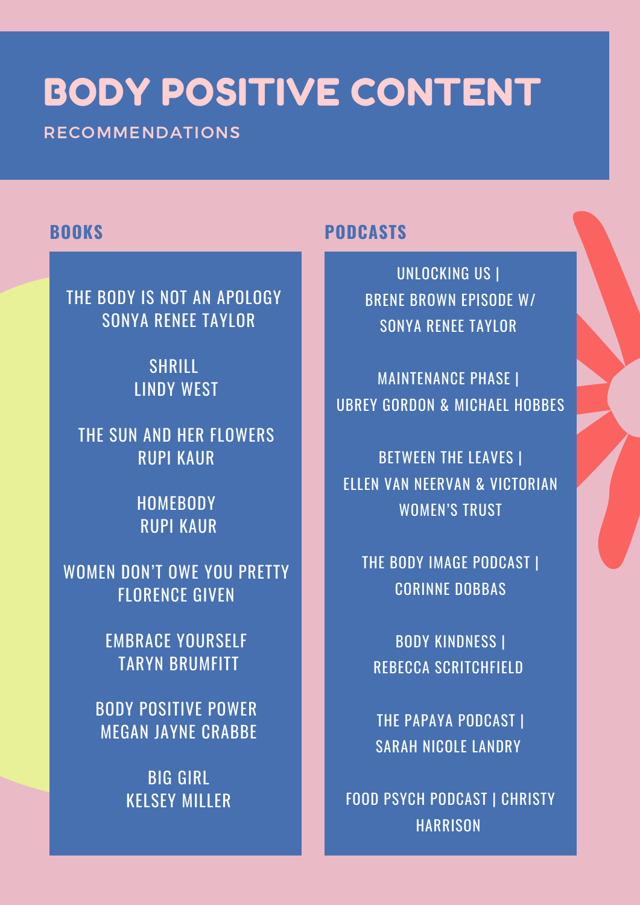# BODY POSITIVE CONTENT

RECOMMENDATIONS

## BOOKS

THE BODY IS NOT AN APOLOGY
SONYA RENEE TAYLOR

SHRILL
LINDY WEST

THE SUN AND HER FLOWERS
RUPI KAUR

HOMEBODY
RUPI KAUR

WOMEN DON'T OWE YOU PRETTY
FLORENCE GIVEN

EMBRACE YOURSELF
TARYN BRUMFITT

BODY POSITIVE POWER
MEGAN JAYNE CRABBE

BIG GIRL
KELSEY MILLER

## PODCASTS

UNLOCKING US | BRENE BROWN EPISODE W/ SONYA RENEE TAYLOR

MAINTENANCE PHASE | UBREY GORDON & MICHAEL HOBBES

BETWEEN THE LEAVES | ELLEN VAN NEERVAN & VICTORIAN WOMEN'S TRUST

THE BODY IMAGE PODCAST | CORINNE DOBBAS

BODY KINDNESS | REBECCA SCRITCHFIELD

THE PAPAYA PODCAST | SARAH NICOLE LANDRY

FOOD PSYCH PODCAST | CHRISTY HARRISON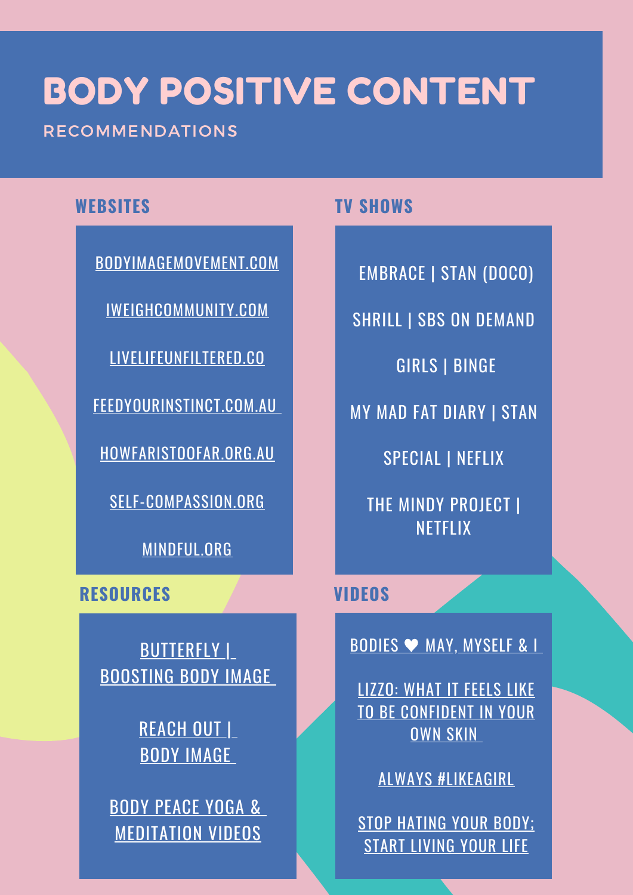# BODY POSITIVE CONTENT

RECOMMENDATIONS

## WEBSITES

- BODYIMAGEMOVEMENT.COM
- IWEIGHCOMMUNITY.COM
- LIVELIFEUNFILTERED.CO
- FEEDYOURINSTINCT.COM.AU
- HOWFARISTOOFAR.ORG.AU
- SELF-COMPASSION.ORG
- MINDFUL.ORG

## TV SHOWS

- EMBRACE | STAN (DOCO)
- SHRILL | SBS ON DEMAND
- GIRLS | BINGE
- MY MAD FAT DIARY | STAN
- SPECIAL | NEFLIX
- THE MINDY PROJECT | NETFLIX

## RESOURCES

- BUTTERFLY | BOOSTING BODY IMAGE
- REACH OUT | BODY IMAGE
- BODY PEACE YOGA & MEDITATION VIDEOS

## VIDEOS

- BODIES ♥ MAY, MYSELF & I
- LIZZO: WHAT IT FEELS LIKE TO BE CONFIDENT IN YOUR OWN SKIN
- ALWAYS #LIKEAGIRL
- STOP HATING YOUR BODY; START LIVING YOUR LIFE